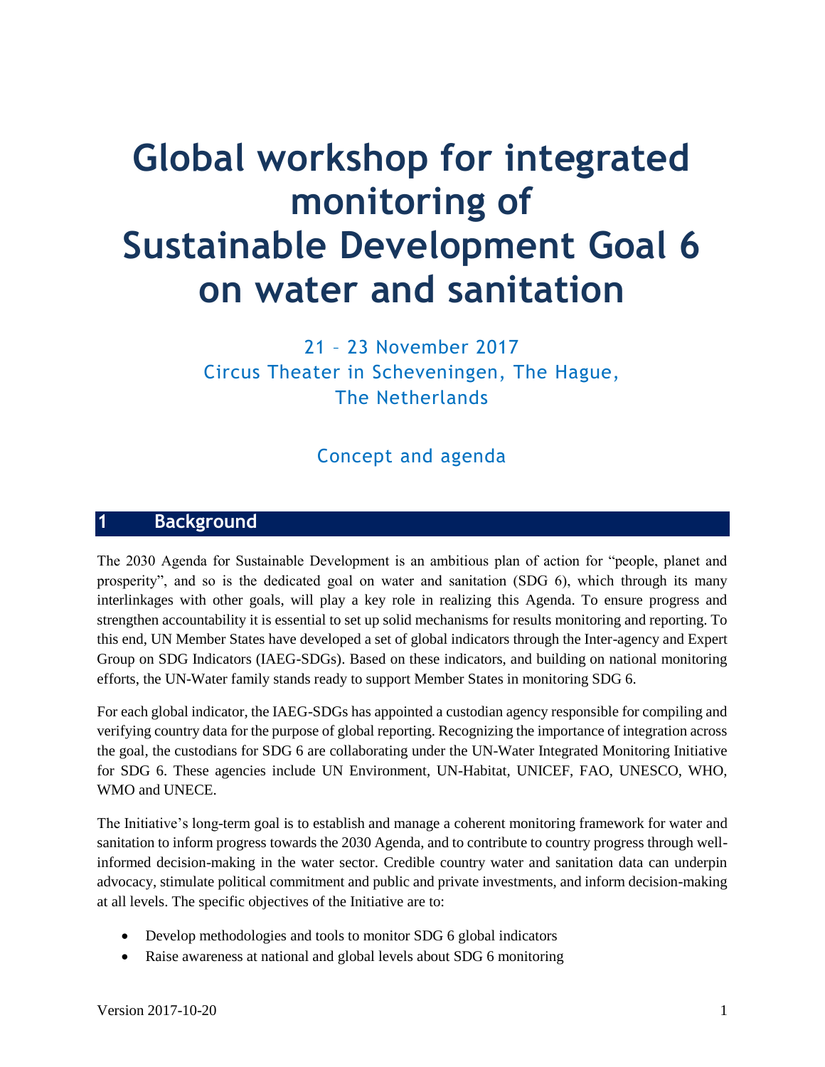# Global workshop for integrated monitoring of Sustainable Development Goal 6 on water and sanitation

21 – 23 November 2017
Circus Theater in Scheveningen, The Hague,
The Netherlands

Concept and agenda

## 1 Background

The 2030 Agenda for Sustainable Development is an ambitious plan of action for "people, planet and prosperity", and so is the dedicated goal on water and sanitation (SDG 6), which through its many interlinkages with other goals, will play a key role in realizing this Agenda. To ensure progress and strengthen accountability it is essential to set up solid mechanisms for results monitoring and reporting. To this end, UN Member States have developed a set of global indicators through the Inter-agency and Expert Group on SDG Indicators (IAEG-SDGs). Based on these indicators, and building on national monitoring efforts, the UN-Water family stands ready to support Member States in monitoring SDG 6.

For each global indicator, the IAEG-SDGs has appointed a custodian agency responsible for compiling and verifying country data for the purpose of global reporting. Recognizing the importance of integration across the goal, the custodians for SDG 6 are collaborating under the UN-Water Integrated Monitoring Initiative for SDG 6. These agencies include UN Environment, UN-Habitat, UNICEF, FAO, UNESCO, WHO, WMO and UNECE.

The Initiative's long-term goal is to establish and manage a coherent monitoring framework for water and sanitation to inform progress towards the 2030 Agenda, and to contribute to country progress through well-informed decision-making in the water sector. Credible country water and sanitation data can underpin advocacy, stimulate political commitment and public and private investments, and inform decision-making at all levels. The specific objectives of the Initiative are to:

- Develop methodologies and tools to monitor SDG 6 global indicators
- Raise awareness at national and global levels about SDG 6 monitoring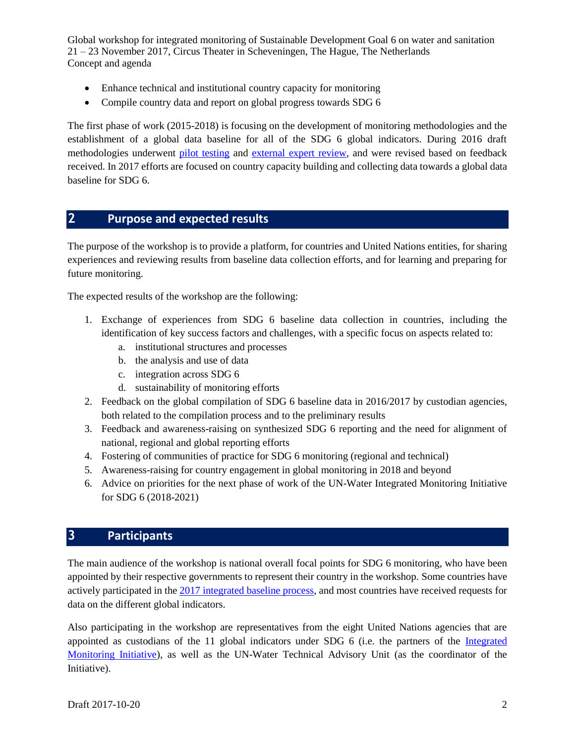- Enhance technical and institutional country capacity for monitoring
- Compile country data and report on global progress towards SDG 6

The first phase of work (2015-2018) is focusing on the development of monitoring methodologies and the establishment of a global data baseline for all of the SDG 6 global indicators. During 2016 draft methodologies underwent pilot testing and external expert review, and were revised based on feedback received. In 2017 efforts are focused on country capacity building and collecting data towards a global data baseline for SDG 6.

## 2 Purpose and expected results

The purpose of the workshop is to provide a platform, for countries and United Nations entities, for sharing experiences and reviewing results from baseline data collection efforts, and for learning and preparing for future monitoring.

The expected results of the workshop are the following:

1. Exchange of experiences from SDG 6 baseline data collection in countries, including the identification of key success factors and challenges, with a specific focus on aspects related to:
   a. institutional structures and processes
   b. the analysis and use of data
   c. integration across SDG 6
   d. sustainability of monitoring efforts
2. Feedback on the global compilation of SDG 6 baseline data in 2016/2017 by custodian agencies, both related to the compilation process and to the preliminary results
3. Feedback and awareness-raising on synthesized SDG 6 reporting and the need for alignment of national, regional and global reporting efforts
4. Fostering of communities of practice for SDG 6 monitoring (regional and technical)
5. Awareness-raising for country engagement in global monitoring in 2018 and beyond
6. Advice on priorities for the next phase of work of the UN-Water Integrated Monitoring Initiative for SDG 6 (2018-2021)

## 3 Participants

The main audience of the workshop is national overall focal points for SDG 6 monitoring, who have been appointed by their respective governments to represent their country in the workshop. Some countries have actively participated in the 2017 integrated baseline process, and most countries have received requests for data on the different global indicators.

Also participating in the workshop are representatives from the eight United Nations agencies that are appointed as custodians of the 11 global indicators under SDG 6 (i.e. the partners of the Integrated Monitoring Initiative), as well as the UN-Water Technical Advisory Unit (as the coordinator of the Initiative).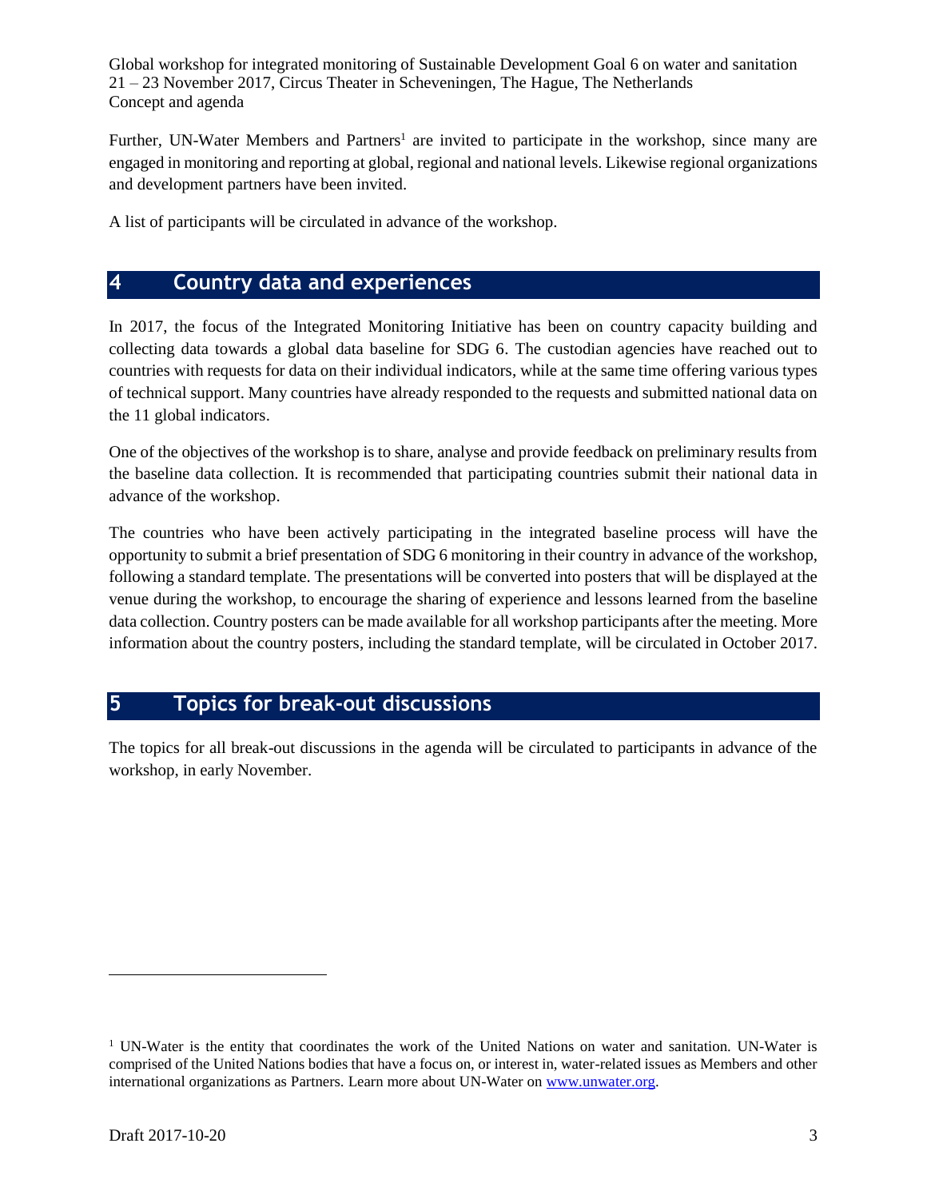Further, UN-Water Members and Partners[1] are invited to participate in the workshop, since many are engaged in monitoring and reporting at global, regional and national levels. Likewise regional organizations and development partners have been invited.

A list of participants will be circulated in advance of the workshop.

## 4 Country data and experiences

In 2017, the focus of the Integrated Monitoring Initiative has been on country capacity building and collecting data towards a global data baseline for SDG 6. The custodian agencies have reached out to countries with requests for data on their individual indicators, while at the same time offering various types of technical support. Many countries have already responded to the requests and submitted national data on the 11 global indicators.

One of the objectives of the workshop is to share, analyse and provide feedback on preliminary results from the baseline data collection. It is recommended that participating countries submit their national data in advance of the workshop.

The countries who have been actively participating in the integrated baseline process will have the opportunity to submit a brief presentation of SDG 6 monitoring in their country in advance of the workshop, following a standard template. The presentations will be converted into posters that will be displayed at the venue during the workshop, to encourage the sharing of experience and lessons learned from the baseline data collection. Country posters can be made available for all workshop participants after the meeting. More information about the country posters, including the standard template, will be circulated in October 2017.

## 5 Topics for break-out discussions

The topics for all break-out discussions in the agenda will be circulated to participants in advance of the workshop, in early November.

---

[1] UN-Water is the entity that coordinates the work of the United Nations on water and sanitation. UN-Water is comprised of the United Nations bodies that have a focus on, or interest in, water-related issues as Members and other international organizations as Partners. Learn more about UN-Water on [www.unwater.org](http://www.unwater.org).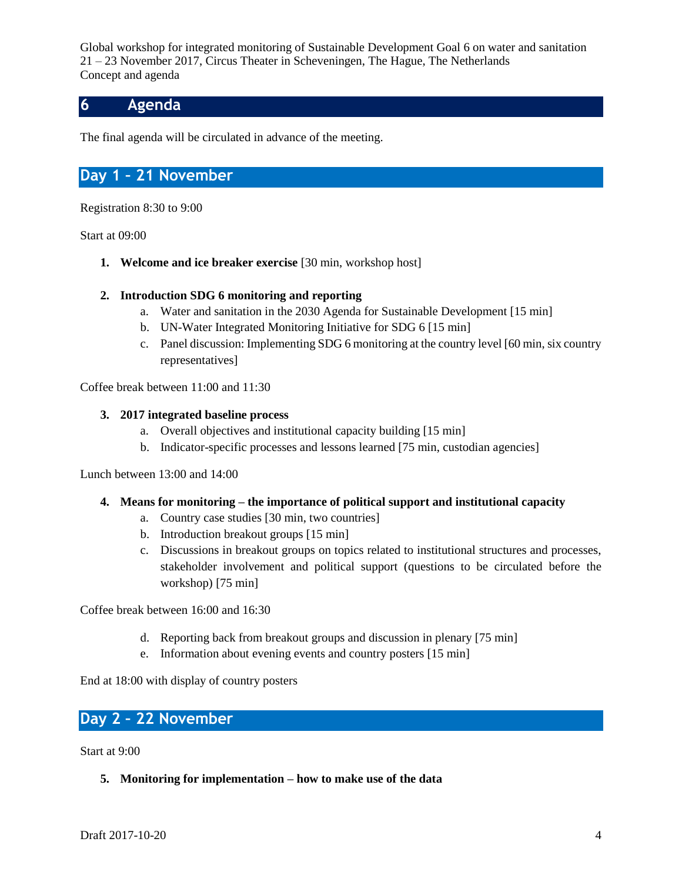# 6 Agenda

The final agenda will be circulated in advance of the meeting.

## Day 1 – 21 November

Registration 8:30 to 9:00

Start at 09:00

1. **Welcome and ice breaker exercise** [30 min, workshop host]

2. **Introduction SDG 6 monitoring and reporting**
   a. Water and sanitation in the 2030 Agenda for Sustainable Development [15 min]
   b. UN-Water Integrated Monitoring Initiative for SDG 6 [15 min]
   c. Panel discussion: Implementing SDG 6 monitoring at the country level [60 min, six country representatives]

Coffee break between 11:00 and 11:30

3. **2017 integrated baseline process**
   a. Overall objectives and institutional capacity building [15 min]
   b. Indicator-specific processes and lessons learned [75 min, custodian agencies]

Lunch between 13:00 and 14:00

4. **Means for monitoring – the importance of political support and institutional capacity**
   a. Country case studies [30 min, two countries]
   b. Introduction breakout groups [15 min]
   c. Discussions in breakout groups on topics related to institutional structures and processes, stakeholder involvement and political support (questions to be circulated before the workshop) [75 min]

Coffee break between 16:00 and 16:30

   d. Reporting back from breakout groups and discussion in plenary [75 min]
   e. Information about evening events and country posters [15 min]

End at 18:00 with display of country posters

## Day 2 – 22 November

Start at 9:00

5. **Monitoring for implementation – how to make use of the data**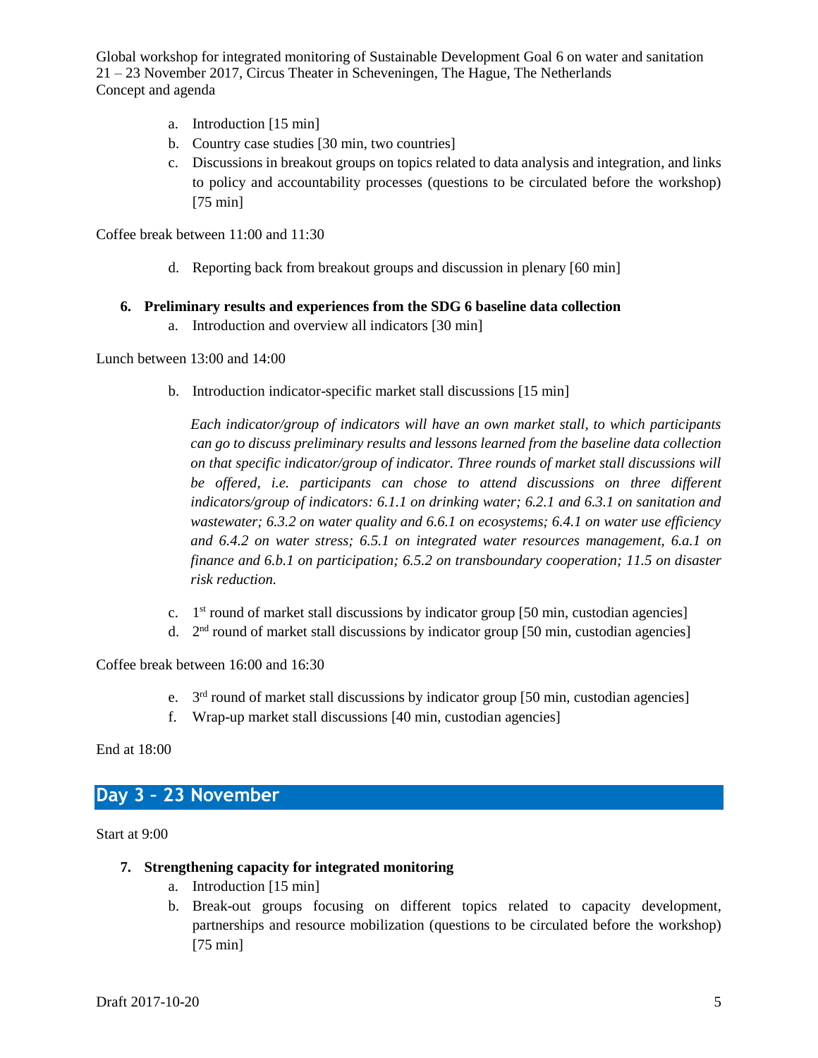a. Introduction [15 min]
b. Country case studies [30 min, two countries]
c. Discussions in breakout groups on topics related to data analysis and integration, and links to policy and accountability processes (questions to be circulated before the workshop) [75 min]

Coffee break between 11:00 and 11:30

d. Reporting back from breakout groups and discussion in plenary [60 min]

**6. Preliminary results and experiences from the SDG 6 baseline data collection**

a. Introduction and overview all indicators [30 min]

Lunch between 13:00 and 14:00

b. Introduction indicator-specific market stall discussions [15 min]

*Each indicator/group of indicators will have an own market stall, to which participants can go to discuss preliminary results and lessons learned from the baseline data collection on that specific indicator/group of indicator. Three rounds of market stall discussions will be offered, i.e. participants can chose to attend discussions on three different indicators/group of indicators: 6.1.1 on drinking water; 6.2.1 and 6.3.1 on sanitation and wastewater; 6.3.2 on water quality and 6.6.1 on ecosystems; 6.4.1 on water use efficiency and 6.4.2 on water stress; 6.5.1 on integrated water resources management, 6.a.1 on finance and 6.b.1 on participation; 6.5.2 on transboundary cooperation; 11.5 on disaster risk reduction.*

c. 1st round of market stall discussions by indicator group [50 min, custodian agencies]
d. 2nd round of market stall discussions by indicator group [50 min, custodian agencies]

Coffee break between 16:00 and 16:30

e. 3rd round of market stall discussions by indicator group [50 min, custodian agencies]
f. Wrap-up market stall discussions [40 min, custodian agencies]

End at 18:00

## Day 3 – 23 November

Start at 9:00

**7. Strengthening capacity for integrated monitoring**

a. Introduction [15 min]
b. Break-out groups focusing on different topics related to capacity development, partnerships and resource mobilization (questions to be circulated before the workshop) [75 min]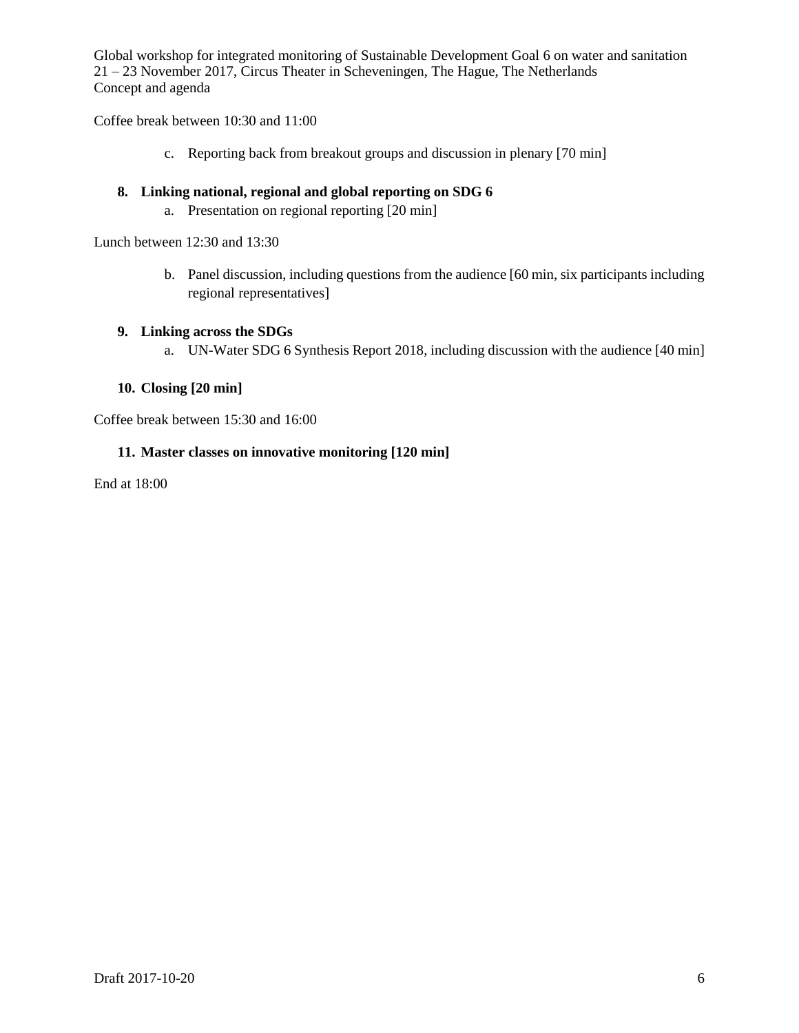Coffee break between 10:30 and 11:00

   c. Reporting back from breakout groups and discussion in plenary [70 min]

**8. Linking national, regional and global reporting on SDG 6**

   a. Presentation on regional reporting [20 min]

Lunch between 12:30 and 13:30

   b. Panel discussion, including questions from the audience [60 min, six participants including regional representatives]

**9. Linking across the SDGs**

   a. UN-Water SDG 6 Synthesis Report 2018, including discussion with the audience [40 min]

**10. Closing [20 min]**

Coffee break between 15:30 and 16:00

**11. Master classes on innovative monitoring [120 min]**

End at 18:00